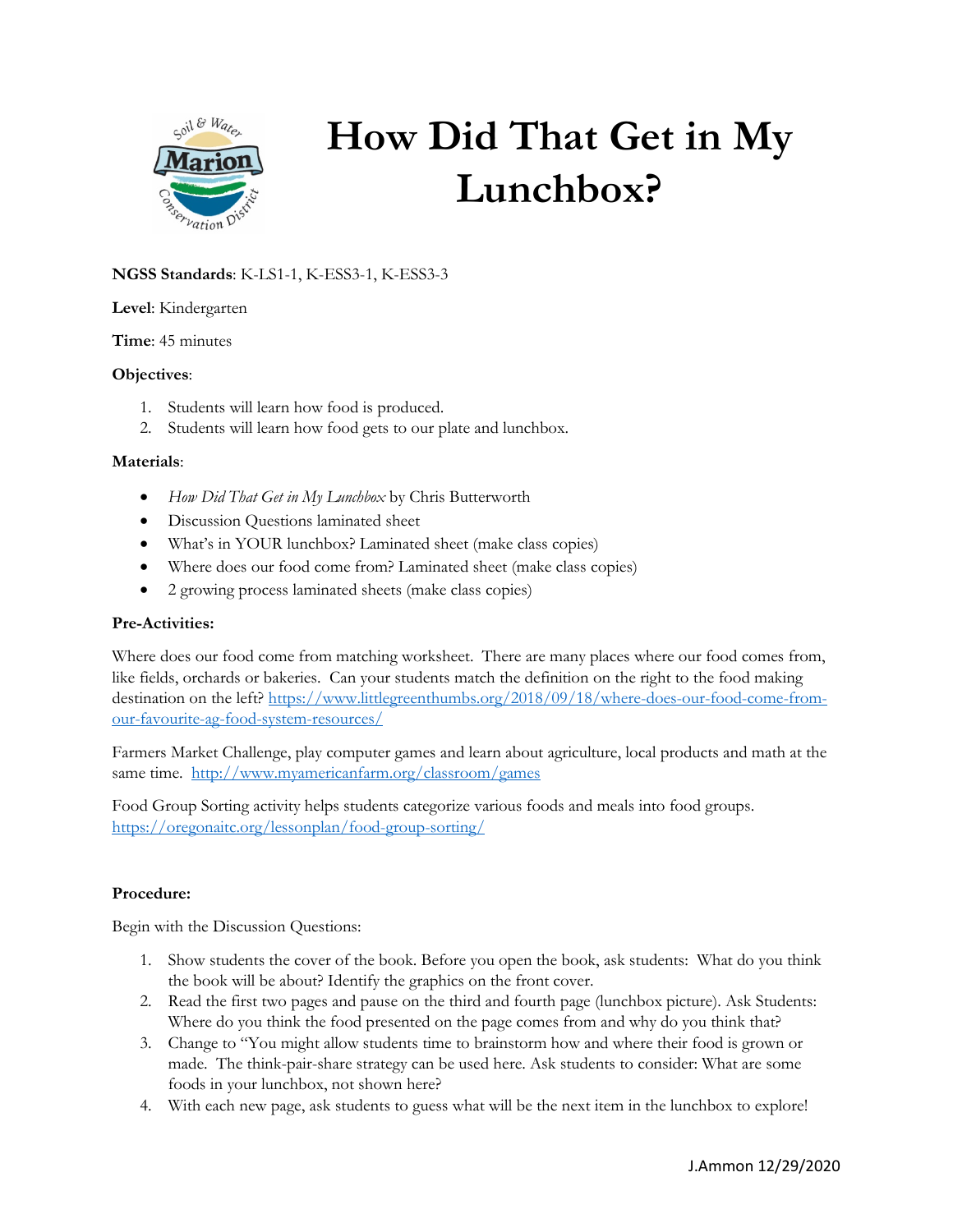# How Did That Get in My Lunchbox?

**NGSS Standards**: K-LS1-1, K-ESS3-1, K-ESS3-3

**Level**: Kindergarten

**Time**: 45 minutes

**Objectives**:

1. Students will learn how food is produced.
2. Students will learn how food gets to our plate and lunchbox.

**Materials**:

- *How Did That Get in My Lunchbox* by Chris Butterworth
- Discussion Questions laminated sheet
- What's in YOUR lunchbox? Laminated sheet (make class copies)
- Where does our food come from? Laminated sheet (make class copies)
- 2 growing process laminated sheets (make class copies)

**Pre-Activities:**

Where does our food come from matching worksheet. There are many places where our food comes from, like fields, orchards or bakeries. Can your students match the definition on the right to the food making destination on the left? https://www.littlegreenthumbs.org/2018/09/18/where-does-our-food-come-from-our-favourite-ag-food-system-resources/

Farmers Market Challenge, play computer games and learn about agriculture, local products and math at the same time. http://www.myamericanfarm.org/classroom/games

Food Group Sorting activity helps students categorize various foods and meals into food groups. https://oregonaitc.org/lessonplan/food-group-sorting/

**Procedure:**

Begin with the Discussion Questions:

1. Show students the cover of the book. Before you open the book, ask students: What do you think the book will be about? Identify the graphics on the front cover.
2. Read the first two pages and pause on the third and fourth page (lunchbox picture). Ask Students: Where do you think the food presented on the page comes from and why do you think that?
3. Change to "You might allow students time to brainstorm how and where their food is grown or made. The think-pair-share strategy can be used here. Ask students to consider: What are some foods in your lunchbox, not shown here?
4. With each new page, ask students to guess what will be the next item in the lunchbox to explore!

J.Ammon 12/29/2020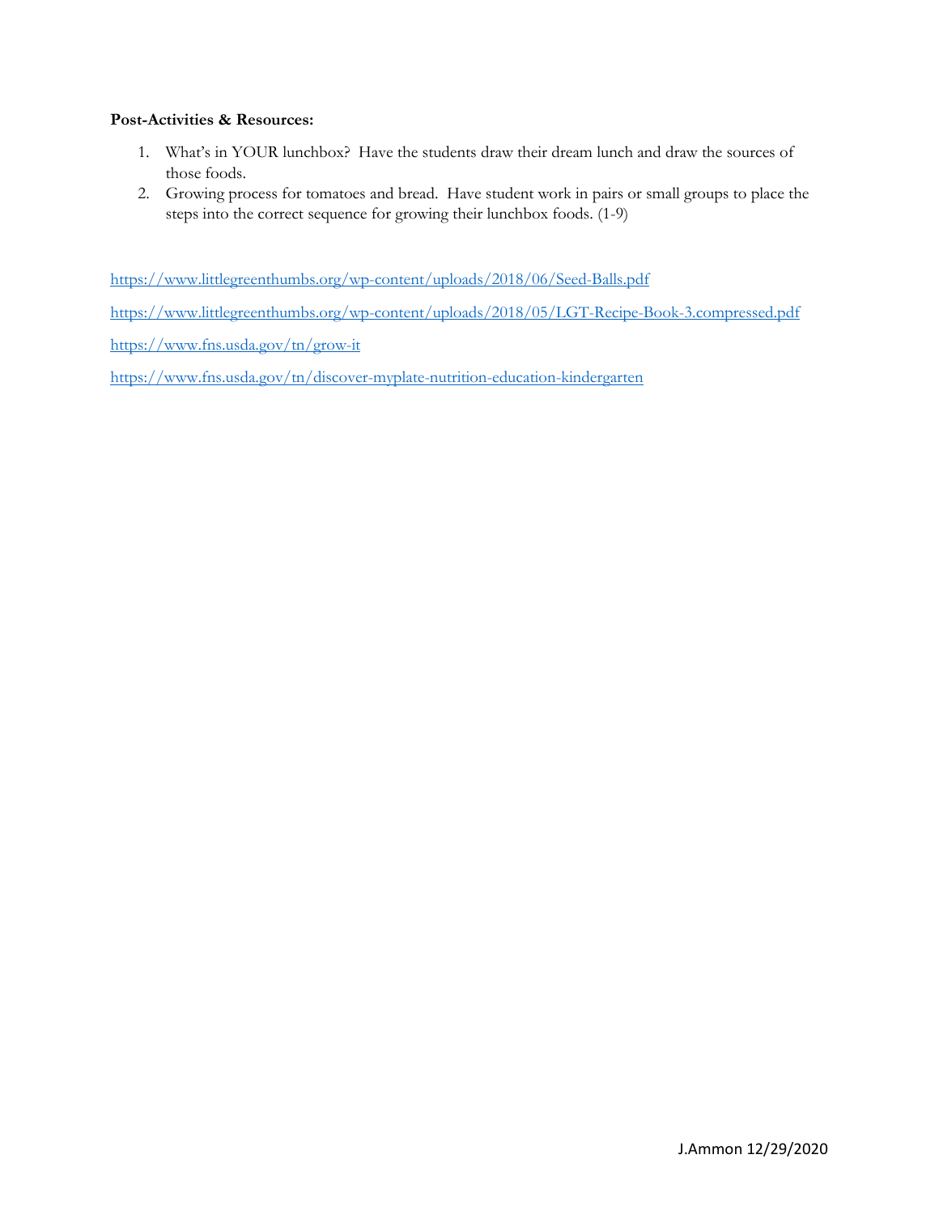**Post-Activities & Resources:**

1. What's in YOUR lunchbox? Have the students draw their dream lunch and draw the sources of those foods.
2. Growing process for tomatoes and bread. Have student work in pairs or small groups to place the steps into the correct sequence for growing their lunchbox foods. (1-9)

https://www.littlegreenthumbs.org/wp-content/uploads/2018/06/Seed-Balls.pdf

https://www.littlegreenthumbs.org/wp-content/uploads/2018/05/LGT-Recipe-Book-3.compressed.pdf

https://www.fns.usda.gov/tn/grow-it

https://www.fns.usda.gov/tn/discover-myplate-nutrition-education-kindergarten

J.Ammon 12/29/2020